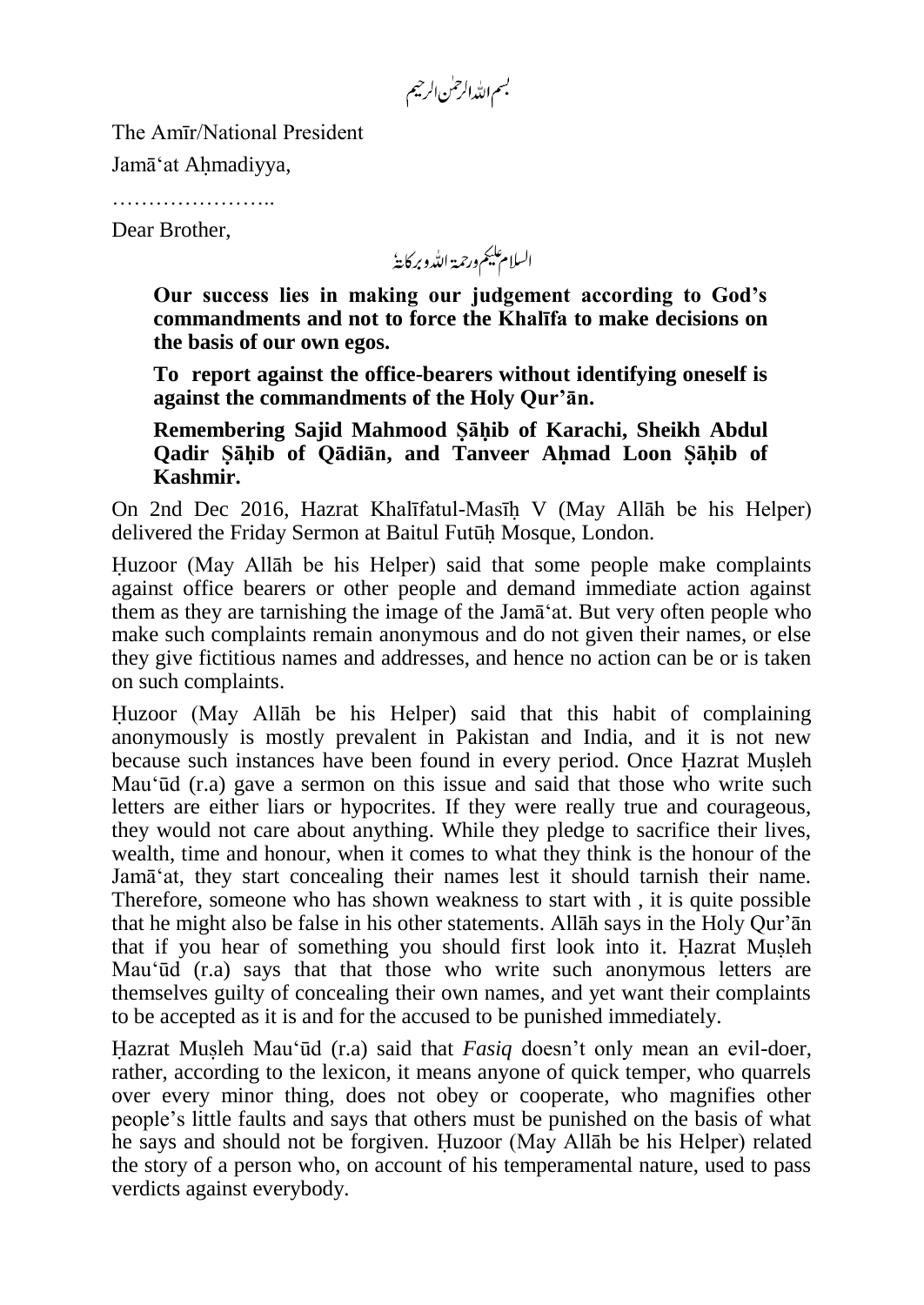بسم اللہ الرحمٰن الرحیم

The Amīr/National President

Jamā'at Aḥmadiyya,

…………………..

Dear Brother,

السلام علیکم ورحمۃ اللہ وبرکاتہٗ

**Our success lies in making our judgement according to God's commandments and not to force the Khalīfa to make decisions on the basis of our own egos.**

**To report against the office-bearers without identifying oneself is against the commandments of the Holy Qur'ān.**

**Remembering Sajid Mahmood Ṣāḥib of Karachi, Sheikh Abdul Qadir Ṣāḥib of Qādiān, and Tanveer Aḥmad Loon Ṣāḥib of Kashmir.**

On 2nd Dec 2016, Hazrat Khalīfatul-Masīḥ V (May Allāh be his Helper) delivered the Friday Sermon at Baitul Futūḥ Mosque, London.

Ḥuzoor (May Allāh be his Helper) said that some people make complaints against office bearers or other people and demand immediate action against them as they are tarnishing the image of the Jamā'at. But very often people who make such complaints remain anonymous and do not given their names, or else they give fictitious names and addresses, and hence no action can be or is taken on such complaints.

Ḥuzoor (May Allāh be his Helper) said that this habit of complaining anonymously is mostly prevalent in Pakistan and India, and it is not new because such instances have been found in every period. Once Ḥazrat Muṣleh Mau'ūd (r.a) gave a sermon on this issue and said that those who write such letters are either liars or hypocrites. If they were really true and courageous, they would not care about anything. While they pledge to sacrifice their lives, wealth, time and honour, when it comes to what they think is the honour of the Jamā'at, they start concealing their names lest it should tarnish their name. Therefore, someone who has shown weakness to start with , it is quite possible that he might also be false in his other statements. Allāh says in the Holy Qur'ān that if you hear of something you should first look into it. Ḥazrat Muṣleh Mau'ūd (r.a) says that that those who write such anonymous letters are themselves guilty of concealing their own names, and yet want their complaints to be accepted as it is and for the accused to be punished immediately.

Ḥazrat Muṣleh Mau'ūd (r.a) said that *Fasiq* doesn't only mean an evil-doer, rather, according to the lexicon, it means anyone of quick temper, who quarrels over every minor thing, does not obey or cooperate, who magnifies other people's little faults and says that others must be punished on the basis of what he says and should not be forgiven. Ḥuzoor (May Allāh be his Helper) related the story of a person who, on account of his temperamental nature, used to pass verdicts against everybody.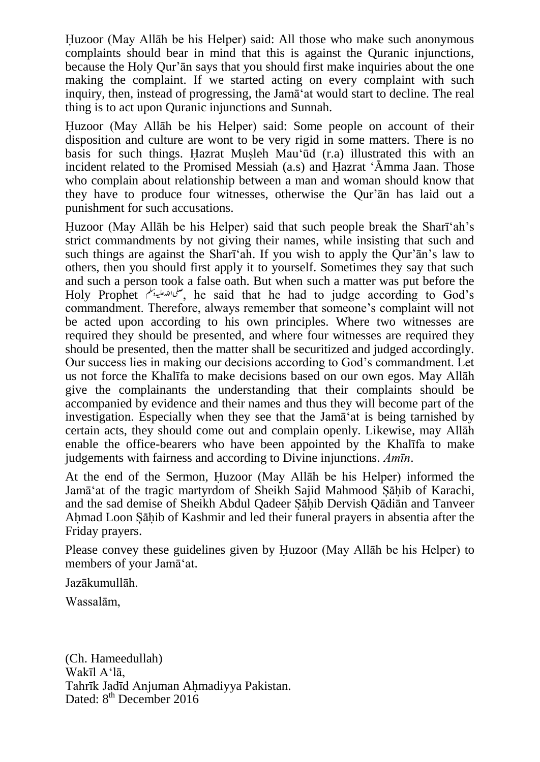Ḥuzoor (May Allāh be his Helper) said: All those who make such anonymous complaints should bear in mind that this is against the Quranic injunctions, because the Holy Qur'ān says that you should first make inquiries about the one making the complaint. If we started acting on every complaint with such inquiry, then, instead of progressing, the Jamā'at would start to decline. The real thing is to act upon Quranic injunctions and Sunnah.

Ḥuzoor (May Allāh be his Helper) said: Some people on account of their disposition and culture are wont to be very rigid in some matters. There is no basis for such things. Ḥazrat Muṣleh Mau'ūd (r.a) illustrated this with an incident related to the Promised Messiah (a.s) and Ḥazrat 'Āmma Jaan. Those who complain about relationship between a man and woman should know that they have to produce four witnesses, otherwise the Qur'ān has laid out a punishment for such accusations.

Ḥuzoor (May Allāh be his Helper) said that such people break the Sharī'ah's strict commandments by not giving their names, while insisting that such and such things are against the Sharī'ah. If you wish to apply the Qur'ān's law to others, then you should first apply it to yourself. Sometimes they say that such and such a person took a false oath. But when such a matter was put before the Holy Prophet ﷺ, he said that he had to judge according to God's commandment. Therefore, always remember that someone's complaint will not be acted upon according to his own principles. Where two witnesses are required they should be presented, and where four witnesses are required they should be presented, then the matter shall be securitized and judged accordingly. Our success lies in making our decisions according to God's commandment. Let us not force the Khalīfa to make decisions based on our own egos. May Allāh give the complainants the understanding that their complaints should be accompanied by evidence and their names and thus they will become part of the investigation. Especially when they see that the Jamā'at is being tarnished by certain acts, they should come out and complain openly. Likewise, may Allāh enable the office-bearers who have been appointed by the Khalīfa to make judgements with fairness and according to Divine injunctions. *Amīn*.

At the end of the Sermon, Ḥuzoor (May Allāh be his Helper) informed the Jamā'at of the tragic martyrdom of Sheikh Sajid Mahmood Ṣāḥib of Karachi, and the sad demise of Sheikh Abdul Qadeer Ṣāḥib Dervish Qādiān and Tanveer Aḥmad Loon Ṣāḥib of Kashmir and led their funeral prayers in absentia after the Friday prayers.

Please convey these guidelines given by Ḥuzoor (May Allāh be his Helper) to members of your Jamā'at.

Jazākumullāh.

Wassalām,

(Ch. Hameedullah)
Wakīl A'lā,
Tahrīk Jadīd Anjuman Aḥmadiyya Pakistan.
Dated: 8th December 2016